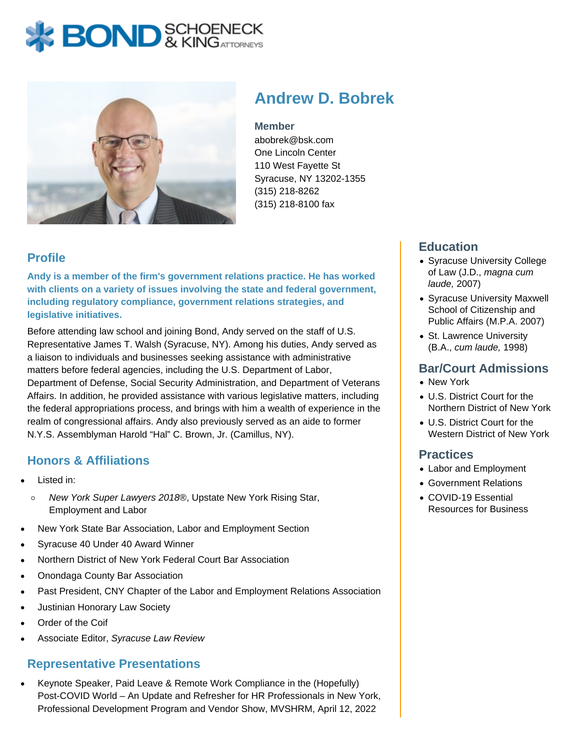# Andrew D. Bobrek

**Member**
abobrek@bsk.com
One Lincoln Center
110 West Fayette St
Syracuse, NY 13202-1355
(315) 218-8262
(315) 218-8100 fax

## Profile

**Andy is a member of the firm's government relations practice. He has worked with clients on a variety of issues involving the state and federal government, including regulatory compliance, government relations strategies, and legislative initiatives.**

Before attending law school and joining Bond, Andy served on the staff of U.S. Representative James T. Walsh (Syracuse, NY). Among his duties, Andy served as a liaison to individuals and businesses seeking assistance with administrative matters before federal agencies, including the U.S. Department of Labor, Department of Defense, Social Security Administration, and Department of Veterans Affairs. In addition, he provided assistance with various legislative matters, including the federal appropriations process, and brings with him a wealth of experience in the realm of congressional affairs. Andy also previously served as an aide to former N.Y.S. Assemblyman Harold "Hal" C. Brown, Jr. (Camillus, NY).

## Honors & Affiliations

- Listed in:
  - *New York Super Lawyers 2018*®, Upstate New York Rising Star, Employment and Labor
- New York State Bar Association, Labor and Employment Section
- Syracuse 40 Under 40 Award Winner
- Northern District of New York Federal Court Bar Association
- Onondaga County Bar Association
- Past President, CNY Chapter of the Labor and Employment Relations Association
- Justinian Honorary Law Society
- Order of the Coif
- Associate Editor, *Syracuse Law Review*

## Representative Presentations

- Keynote Speaker, Paid Leave & Remote Work Compliance in the (Hopefully) Post-COVID World – An Update and Refresher for HR Professionals in New York, Professional Development Program and Vendor Show, MVSHRM, April 12, 2022

## Education

- Syracuse University College of Law (J.D., *magna cum laude,* 2007)
- Syracuse University Maxwell School of Citizenship and Public Affairs (M.P.A. 2007)
- St. Lawrence University (B.A., *cum laude,* 1998)

## Bar/Court Admissions

- New York
- U.S. District Court for the Northern District of New York
- U.S. District Court for the Western District of New York

## Practices

- Labor and Employment
- Government Relations
- COVID-19 Essential Resources for Business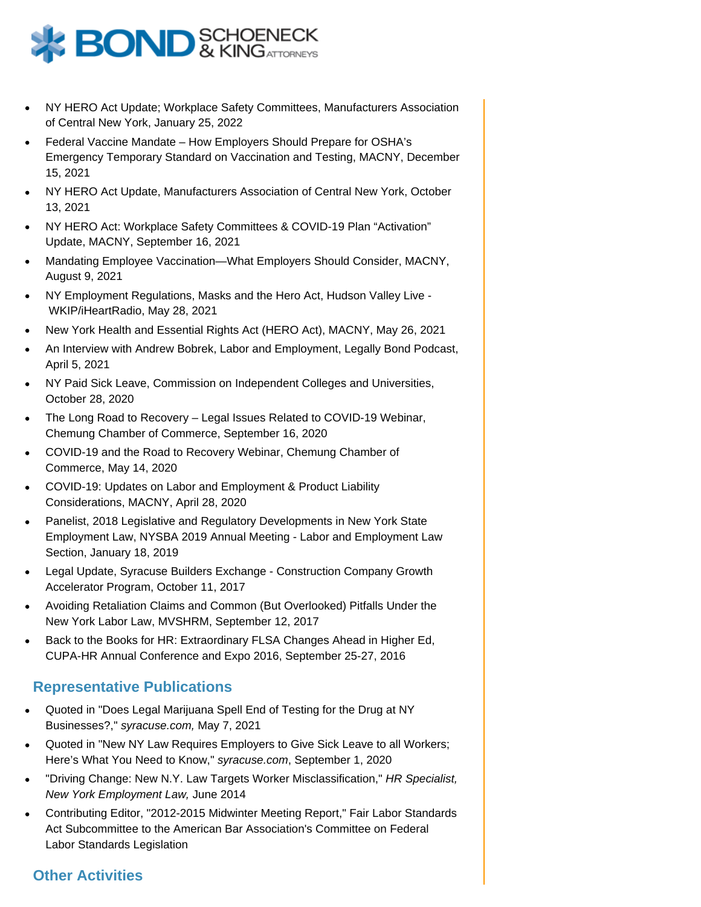- NY HERO Act Update; Workplace Safety Committees, Manufacturers Association of Central New York, January 25, 2022
- Federal Vaccine Mandate – How Employers Should Prepare for OSHA's Emergency Temporary Standard on Vaccination and Testing, MACNY, December 15, 2021
- NY HERO Act Update, Manufacturers Association of Central New York, October 13, 2021
- NY HERO Act: Workplace Safety Committees & COVID-19 Plan "Activation" Update, MACNY, September 16, 2021
- Mandating Employee Vaccination—What Employers Should Consider, MACNY, August 9, 2021
- NY Employment Regulations, Masks and the Hero Act, Hudson Valley Live - WKIP/iHeartRadio, May 28, 2021
- New York Health and Essential Rights Act (HERO Act), MACNY, May 26, 2021
- An Interview with Andrew Bobrek, Labor and Employment, Legally Bond Podcast, April 5, 2021
- NY Paid Sick Leave, Commission on Independent Colleges and Universities, October 28, 2020
- The Long Road to Recovery – Legal Issues Related to COVID-19 Webinar, Chemung Chamber of Commerce, September 16, 2020
- COVID-19 and the Road to Recovery Webinar, Chemung Chamber of Commerce, May 14, 2020
- COVID-19: Updates on Labor and Employment & Product Liability Considerations, MACNY, April 28, 2020
- Panelist, 2018 Legislative and Regulatory Developments in New York State Employment Law, NYSBA 2019 Annual Meeting - Labor and Employment Law Section, January 18, 2019
- Legal Update, Syracuse Builders Exchange - Construction Company Growth Accelerator Program, October 11, 2017
- Avoiding Retaliation Claims and Common (But Overlooked) Pitfalls Under the New York Labor Law, MVSHRM, September 12, 2017
- Back to the Books for HR: Extraordinary FLSA Changes Ahead in Higher Ed, CUPA-HR Annual Conference and Expo 2016, September 25-27, 2016

## Representative Publications

- Quoted in "Does Legal Marijuana Spell End of Testing for the Drug at NY Businesses?," *syracuse.com,* May 7, 2021
- Quoted in "New NY Law Requires Employers to Give Sick Leave to all Workers; Here's What You Need to Know," *syracuse.com*, September 1, 2020
- "Driving Change: New N.Y. Law Targets Worker Misclassification," *HR Specialist, New York Employment Law,* June 2014
- Contributing Editor, "2012-2015 Midwinter Meeting Report," Fair Labor Standards Act Subcommittee to the American Bar Association's Committee on Federal Labor Standards Legislation

## Other Activities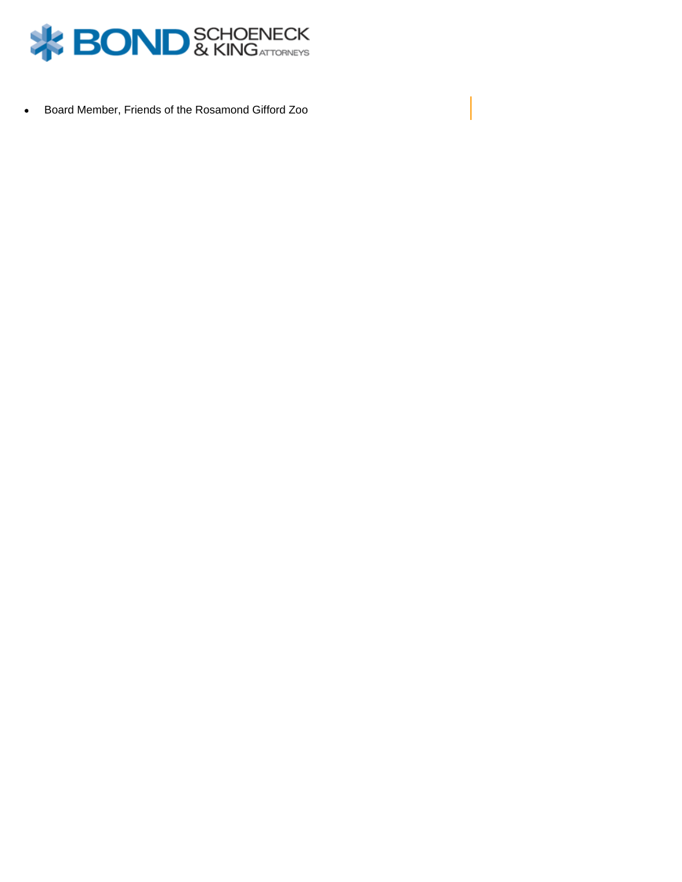- Board Member, Friends of the Rosamond Gifford Zoo